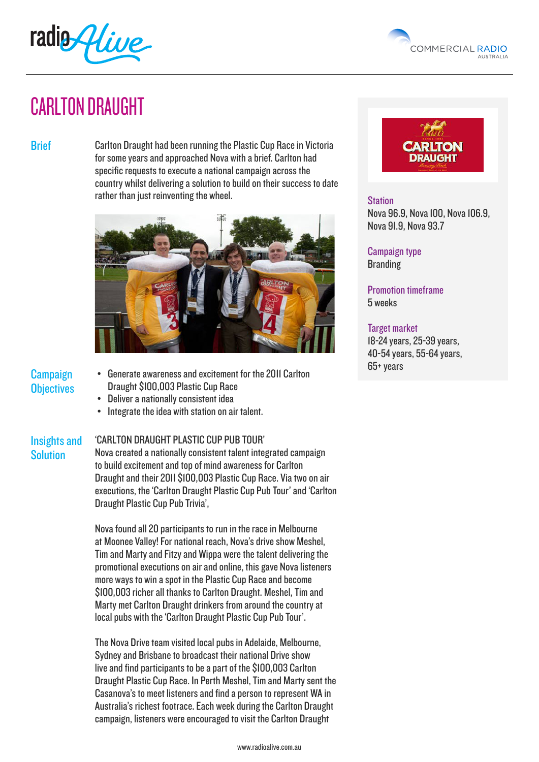# CARLTON DRAUGHT

**Station**
Nova 96.9, Nova 100, Nova 106.9, Nova 91.9, Nova 93.7

**Campaign type**
Branding

**Promotion timeframe**
5 weeks

**Target market**
18-24 years, 25-39 years, 40-54 years, 55-64 years, 65+ years

## Brief

Carlton Draught had been running the Plastic Cup Race in Victoria for some years and approached Nova with a brief. Carlton had specific requests to execute a national campaign across the country whilst delivering a solution to build on their success to date rather than just reinventing the wheel.

## Campaign Objectives

- Generate awareness and excitement for the 2011 Carlton Draught $100,003 Plastic Cup Race
- Deliver a nationally consistent idea
- Integrate the idea with station on air talent.

## Insights and Solution

'CARLTON DRAUGHT PLASTIC CUP PUB TOUR'
Nova created a nationally consistent talent integrated campaign to build excitement and top of mind awareness for Carlton Draught and their 2011 $100,003 Plastic Cup Race. Via two on air executions, the 'Carlton Draught Plastic Cup Pub Tour' and 'Carlton Draught Plastic Cup Pub Trivia',

Nova found all 20 participants to run in the race in Melbourne at Moonee Valley! For national reach, Nova's drive show Meshel, Tim and Marty and Fitzy and Wippa were the talent delivering the promotional executions on air and online, this gave Nova listeners more ways to win a spot in the Plastic Cup Race and become $100,003 richer all thanks to Carlton Draught. Meshel, Tim and Marty met Carlton Draught drinkers from around the country at local pubs with the 'Carlton Draught Plastic Cup Pub Tour'.

The Nova Drive team visited local pubs in Adelaide, Melbourne, Sydney and Brisbane to broadcast their national Drive show live and find participants to be a part of the $100,003 Carlton Draught Plastic Cup Race. In Perth Meshel, Tim and Marty sent the Casanova's to meet listeners and find a person to represent WA in Australia's richest footrace. Each week during the Carlton Draught campaign, listeners were encouraged to visit the Carlton Draught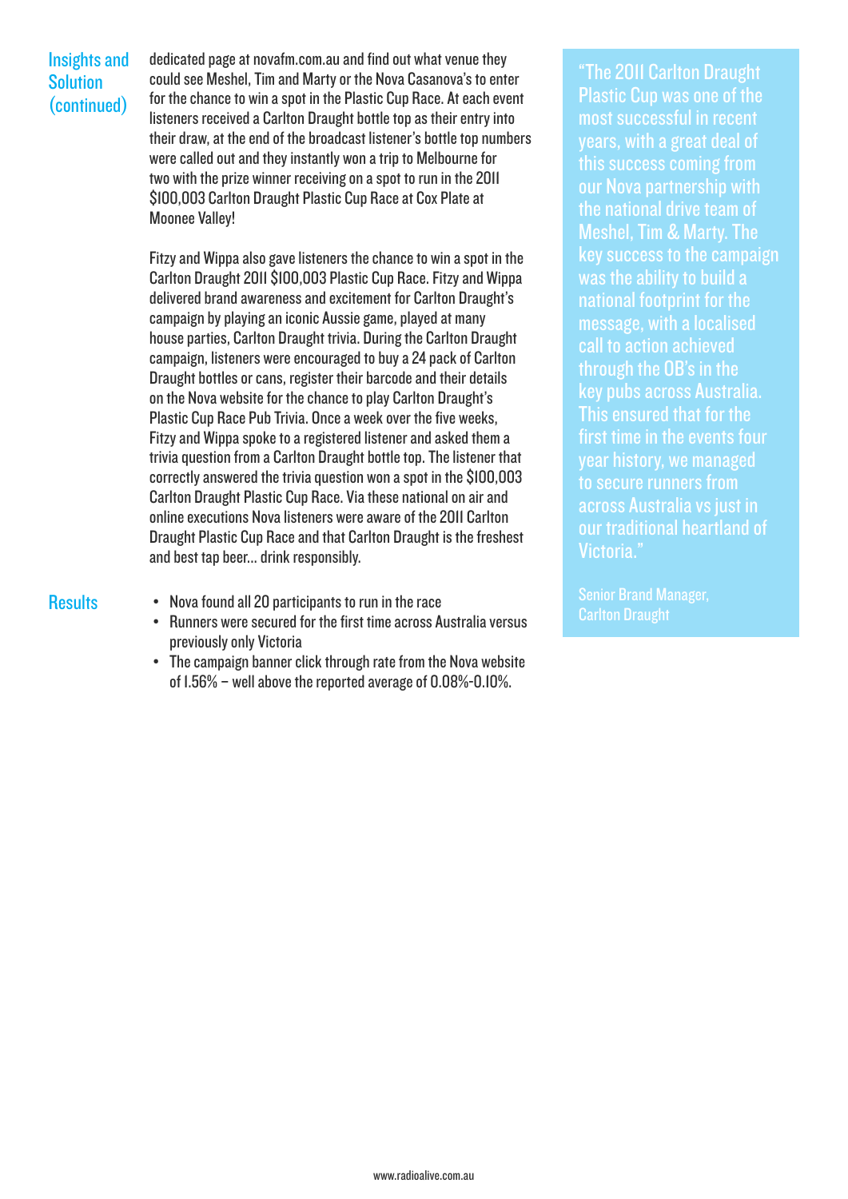## Insights and Solution (continued)

dedicated page at novafm.com.au and find out what venue they could see Meshel, Tim and Marty or the Nova Casanova's to enter for the chance to win a spot in the Plastic Cup Race. At each event listeners received a Carlton Draught bottle top as their entry into their draw, at the end of the broadcast listener's bottle top numbers were called out and they instantly won a trip to Melbourne for two with the prize winner receiving on a spot to run in the 2011 $100,003 Carlton Draught Plastic Cup Race at Cox Plate at Moonee Valley!

Fitzy and Wippa also gave listeners the chance to win a spot in the Carlton Draught 2011 $100,003 Plastic Cup Race. Fitzy and Wippa delivered brand awareness and excitement for Carlton Draught's campaign by playing an iconic Aussie game, played at many house parties, Carlton Draught trivia. During the Carlton Draught campaign, listeners were encouraged to buy a 24 pack of Carlton Draught bottles or cans, register their barcode and their details on the Nova website for the chance to play Carlton Draught's Plastic Cup Race Pub Trivia. Once a week over the five weeks, Fitzy and Wippa spoke to a registered listener and asked them a trivia question from a Carlton Draught bottle top. The listener that correctly answered the trivia question won a spot in the $100,003 Carlton Draught Plastic Cup Race. Via these national on air and online executions Nova listeners were aware of the 2011 Carlton Draught Plastic Cup Race and that Carlton Draught is the freshest and best tap beer... drink responsibly.

## Results

- Nova found all 20 participants to run in the race
- Runners were secured for the first time across Australia versus previously only Victoria
- The campaign banner click through rate from the Nova website of 1.56% – well above the reported average of 0.08%-0.10%.

> "The 2011 Carlton Draught Plastic Cup was one of the most successful in recent years, with a great deal of this success coming from our Nova partnership with the national drive team of Meshel, Tim & Marty. The key success to the campaign was the ability to build a national footprint for the message, with a localised call to action achieved through the OB's in the key pubs across Australia. This ensured that for the first time in the events four year history, we managed to secure runners from across Australia vs just in our traditional heartland of Victoria."
>
> Senior Brand Manager, Carlton Draught